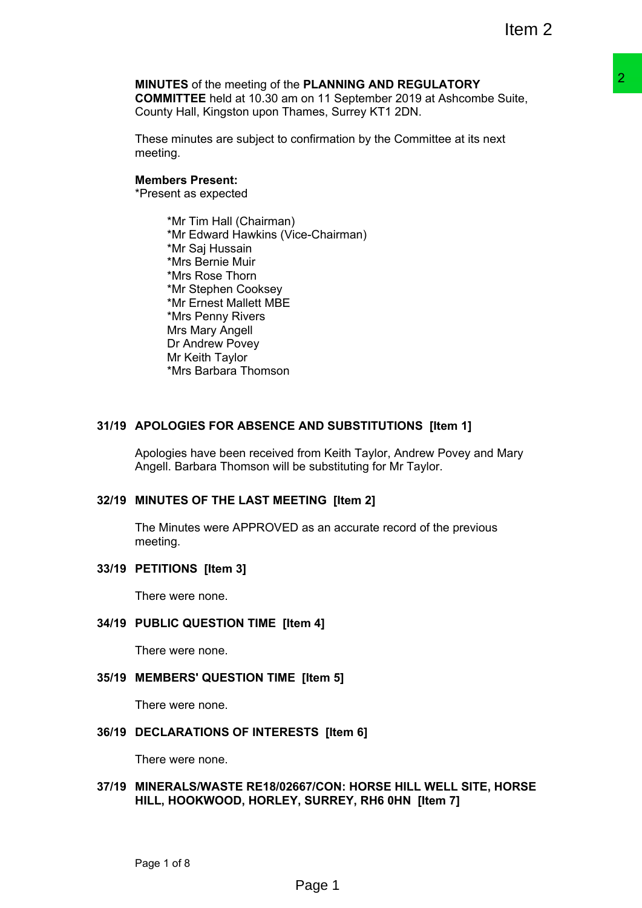**MINUTES** of the meeting of the **PLANNING AND REGULATORY COMMITTEE** held at 10.30 am on 11 September 2019 at Ashcombe Suite, County Hall, Kingston upon Thames, Surrey KT1 2DN.

These minutes are subject to confirmation by the Committee at its next meeting.

**Members Present:**
*Present as expected

- *Mr Tim Hall (Chairman)
- *Mr Edward Hawkins (Vice-Chairman)
- *Mr Saj Hussain
- *Mrs Bernie Muir
- *Mrs Rose Thorn
- *Mr Stephen Cooksey
- *Mr Ernest Mallett MBE
- *Mrs Penny Rivers
- Mrs Mary Angell
- Dr Andrew Povey
- Mr Keith Taylor
- *Mrs Barbara Thomson

## 31/19 APOLOGIES FOR ABSENCE AND SUBSTITUTIONS [Item 1]

Apologies have been received from Keith Taylor, Andrew Povey and Mary Angell. Barbara Thomson will be substituting for Mr Taylor.

## 32/19 MINUTES OF THE LAST MEETING [Item 2]

The Minutes were APPROVED as an accurate record of the previous meeting.

## 33/19 PETITIONS [Item 3]

There were none.

## 34/19 PUBLIC QUESTION TIME [Item 4]

There were none.

## 35/19 MEMBERS' QUESTION TIME [Item 5]

There were none.

## 36/19 DECLARATIONS OF INTERESTS [Item 6]

There were none.

## 37/19 MINERALS/WASTE RE18/02667/CON: HORSE HILL WELL SITE, HORSE HILL, HOOKWOOD, HORLEY, SURREY, RH6 0HN [Item 7]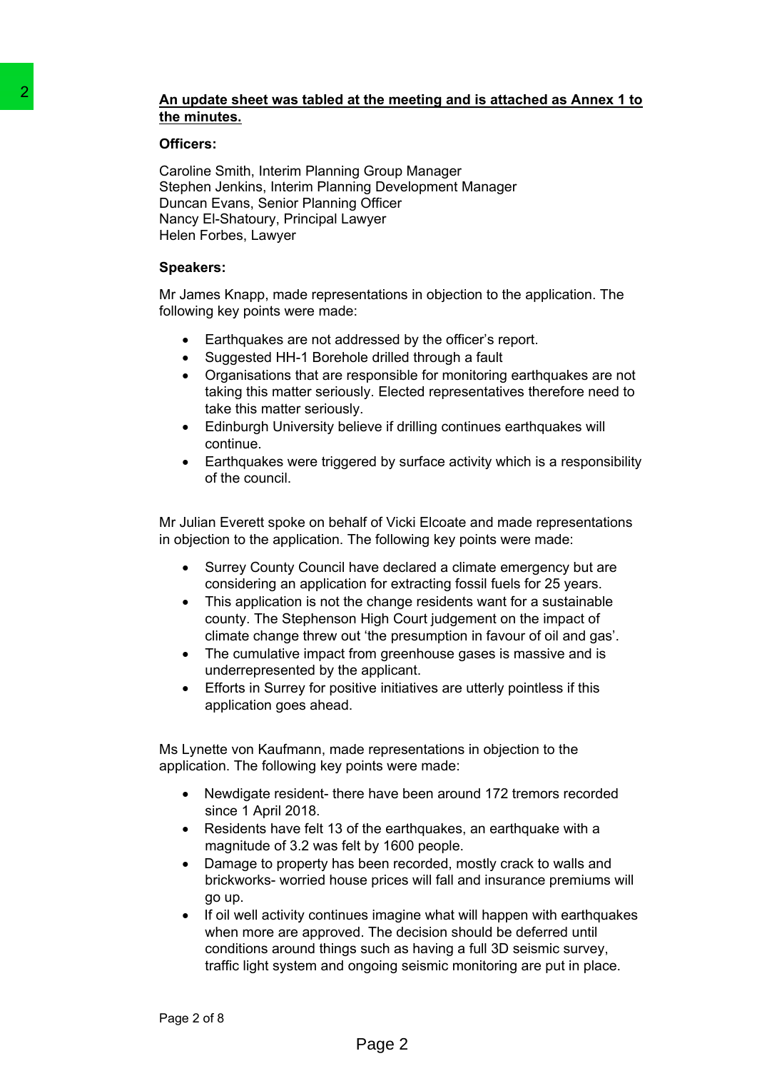**An update sheet was tabled at the meeting and is attached as Annex 1 to the minutes.**

**Officers:**

Caroline Smith, Interim Planning Group Manager
Stephen Jenkins, Interim Planning Development Manager
Duncan Evans, Senior Planning Officer
Nancy El-Shatoury, Principal Lawyer
Helen Forbes, Lawyer

**Speakers:**

Mr James Knapp, made representations in objection to the application. The following key points were made:

- Earthquakes are not addressed by the officer's report.
- Suggested HH-1 Borehole drilled through a fault
- Organisations that are responsible for monitoring earthquakes are not taking this matter seriously. Elected representatives therefore need to take this matter seriously.
- Edinburgh University believe if drilling continues earthquakes will continue.
- Earthquakes were triggered by surface activity which is a responsibility of the council.

Mr Julian Everett spoke on behalf of Vicki Elcoate and made representations in objection to the application. The following key points were made:

- Surrey County Council have declared a climate emergency but are considering an application for extracting fossil fuels for 25 years.
- This application is not the change residents want for a sustainable county. The Stephenson High Court judgement on the impact of climate change threw out 'the presumption in favour of oil and gas'.
- The cumulative impact from greenhouse gases is massive and is underrepresented by the applicant.
- Efforts in Surrey for positive initiatives are utterly pointless if this application goes ahead.

Ms Lynette von Kaufmann, made representations in objection to the application. The following key points were made:

- Newdigate resident- there have been around 172 tremors recorded since 1 April 2018.
- Residents have felt 13 of the earthquakes, an earthquake with a magnitude of 3.2 was felt by 1600 people.
- Damage to property has been recorded, mostly crack to walls and brickworks- worried house prices will fall and insurance premiums will go up.
- If oil well activity continues imagine what will happen with earthquakes when more are approved. The decision should be deferred until conditions around things such as having a full 3D seismic survey, traffic light system and ongoing seismic monitoring are put in place.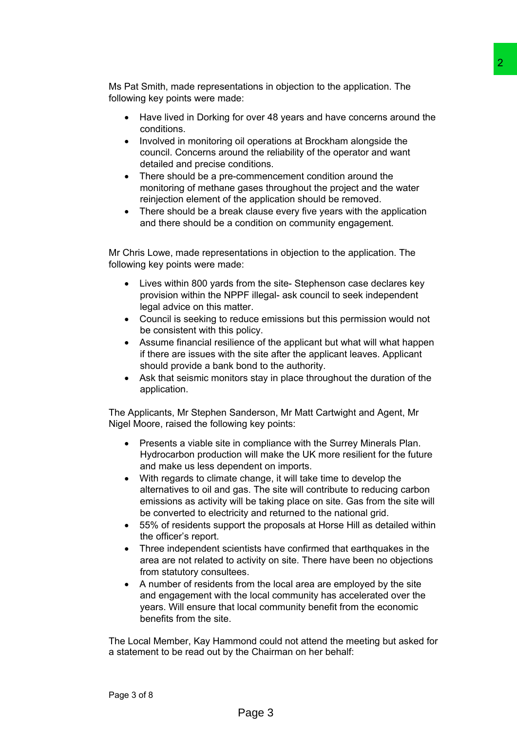Ms Pat Smith, made representations in objection to the application. The following key points were made:

- Have lived in Dorking for over 48 years and have concerns around the conditions.
- Involved in monitoring oil operations at Brockham alongside the council. Concerns around the reliability of the operator and want detailed and precise conditions.
- There should be a pre-commencement condition around the monitoring of methane gases throughout the project and the water reinjection element of the application should be removed.
- There should be a break clause every five years with the application and there should be a condition on community engagement.

Mr Chris Lowe, made representations in objection to the application. The following key points were made:

- Lives within 800 yards from the site- Stephenson case declares key provision within the NPPF illegal- ask council to seek independent legal advice on this matter.
- Council is seeking to reduce emissions but this permission would not be consistent with this policy.
- Assume financial resilience of the applicant but what will what happen if there are issues with the site after the applicant leaves. Applicant should provide a bank bond to the authority.
- Ask that seismic monitors stay in place throughout the duration of the application.

The Applicants, Mr Stephen Sanderson, Mr Matt Cartwight and Agent, Mr Nigel Moore, raised the following key points:

- Presents a viable site in compliance with the Surrey Minerals Plan. Hydrocarbon production will make the UK more resilient for the future and make us less dependent on imports.
- With regards to climate change, it will take time to develop the alternatives to oil and gas. The site will contribute to reducing carbon emissions as activity will be taking place on site. Gas from the site will be converted to electricity and returned to the national grid.
- 55% of residents support the proposals at Horse Hill as detailed within the officer's report.
- Three independent scientists have confirmed that earthquakes in the area are not related to activity on site. There have been no objections from statutory consultees.
- A number of residents from the local area are employed by the site and engagement with the local community has accelerated over the years. Will ensure that local community benefit from the economic benefits from the site.

The Local Member, Kay Hammond could not attend the meeting but asked for a statement to be read out by the Chairman on her behalf: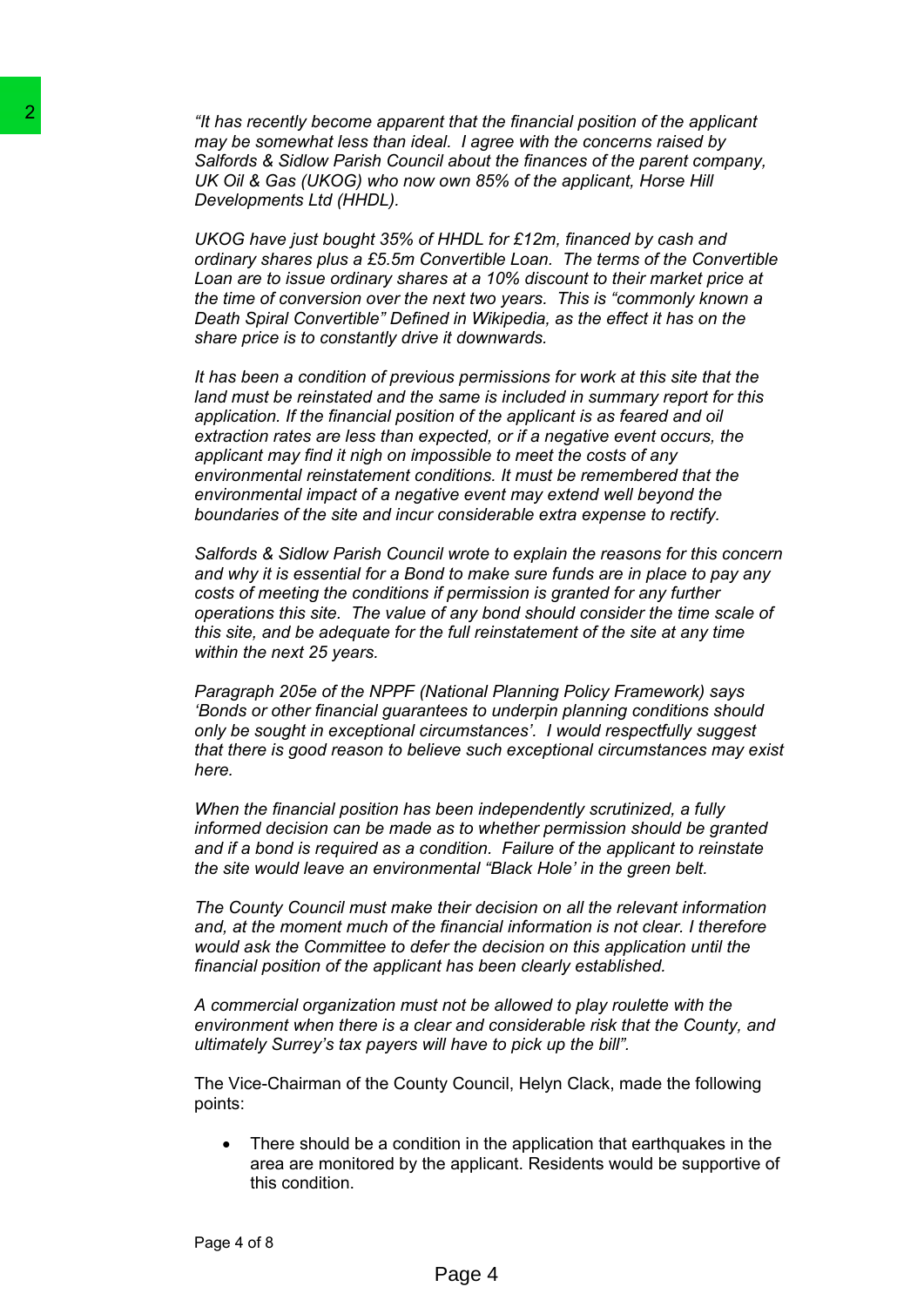*"It has recently become apparent that the financial position of the applicant may be somewhat less than ideal. I agree with the concerns raised by Salfords & Sidlow Parish Council about the finances of the parent company, UK Oil & Gas (UKOG) who now own 85% of the applicant, Horse Hill Developments Ltd (HHDL).*

*UKOG have just bought 35% of HHDL for £12m, financed by cash and ordinary shares plus a £5.5m Convertible Loan. The terms of the Convertible Loan are to issue ordinary shares at a 10% discount to their market price at the time of conversion over the next two years. This is "commonly known a Death Spiral Convertible" Defined in Wikipedia, as the effect it has on the share price is to constantly drive it downwards.*

*It has been a condition of previous permissions for work at this site that the land must be reinstated and the same is included in summary report for this application. If the financial position of the applicant is as feared and oil extraction rates are less than expected, or if a negative event occurs, the applicant may find it nigh on impossible to meet the costs of any environmental reinstatement conditions. It must be remembered that the environmental impact of a negative event may extend well beyond the boundaries of the site and incur considerable extra expense to rectify.*

*Salfords & Sidlow Parish Council wrote to explain the reasons for this concern and why it is essential for a Bond to make sure funds are in place to pay any costs of meeting the conditions if permission is granted for any further operations this site. The value of any bond should consider the time scale of this site, and be adequate for the full reinstatement of the site at any time within the next 25 years.*

*Paragraph 205e of the NPPF (National Planning Policy Framework) says 'Bonds or other financial guarantees to underpin planning conditions should only be sought in exceptional circumstances'. I would respectfully suggest that there is good reason to believe such exceptional circumstances may exist here.*

*When the financial position has been independently scrutinized, a fully informed decision can be made as to whether permission should be granted and if a bond is required as a condition. Failure of the applicant to reinstate the site would leave an environmental "Black Hole' in the green belt.*

*The County Council must make their decision on all the relevant information and, at the moment much of the financial information is not clear. I therefore would ask the Committee to defer the decision on this application until the financial position of the applicant has been clearly established.*

*A commercial organization must not be allowed to play roulette with the environment when there is a clear and considerable risk that the County, and ultimately Surrey's tax payers will have to pick up the bill".*

The Vice-Chairman of the County Council, Helyn Clack, made the following points:

- There should be a condition in the application that earthquakes in the area are monitored by the applicant. Residents would be supportive of this condition.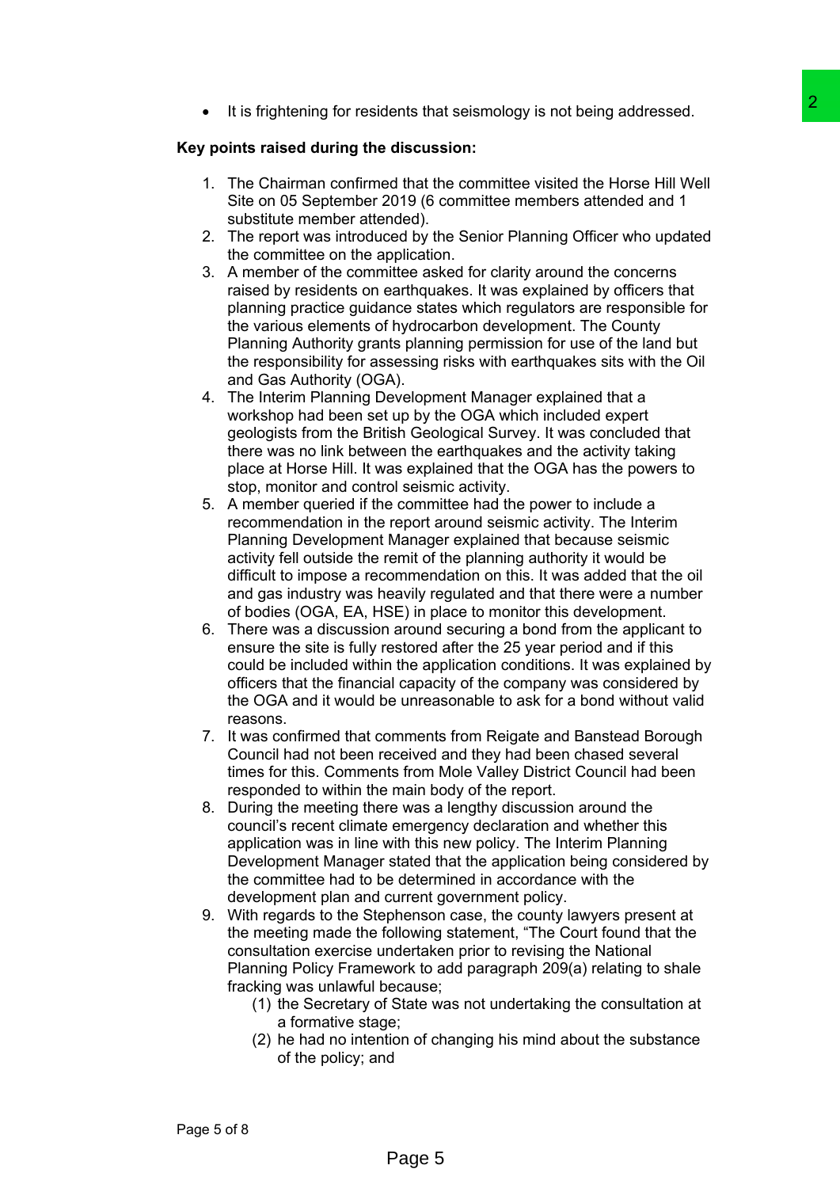- It is frightening for residents that seismology is not being addressed.

**Key points raised during the discussion:**

1. The Chairman confirmed that the committee visited the Horse Hill Well Site on 05 September 2019 (6 committee members attended and 1 substitute member attended).
2. The report was introduced by the Senior Planning Officer who updated the committee on the application.
3. A member of the committee asked for clarity around the concerns raised by residents on earthquakes. It was explained by officers that planning practice guidance states which regulators are responsible for the various elements of hydrocarbon development. The County Planning Authority grants planning permission for use of the land but the responsibility for assessing risks with earthquakes sits with the Oil and Gas Authority (OGA).
4. The Interim Planning Development Manager explained that a workshop had been set up by the OGA which included expert geologists from the British Geological Survey. It was concluded that there was no link between the earthquakes and the activity taking place at Horse Hill. It was explained that the OGA has the powers to stop, monitor and control seismic activity.
5. A member queried if the committee had the power to include a recommendation in the report around seismic activity. The Interim Planning Development Manager explained that because seismic activity fell outside the remit of the planning authority it would be difficult to impose a recommendation on this. It was added that the oil and gas industry was heavily regulated and that there were a number of bodies (OGA, EA, HSE) in place to monitor this development.
6. There was a discussion around securing a bond from the applicant to ensure the site is fully restored after the 25 year period and if this could be included within the application conditions. It was explained by officers that the financial capacity of the company was considered by the OGA and it would be unreasonable to ask for a bond without valid reasons.
7. It was confirmed that comments from Reigate and Banstead Borough Council had not been received and they had been chased several times for this. Comments from Mole Valley District Council had been responded to within the main body of the report.
8. During the meeting there was a lengthy discussion around the council's recent climate emergency declaration and whether this application was in line with this new policy. The Interim Planning Development Manager stated that the application being considered by the committee had to be determined in accordance with the development plan and current government policy.
9. With regards to the Stephenson case, the county lawyers present at the meeting made the following statement, "The Court found that the consultation exercise undertaken prior to revising the National Planning Policy Framework to add paragraph 209(a) relating to shale fracking was unlawful because;
   (1) the Secretary of State was not undertaking the consultation at a formative stage;
   (2) he had no intention of changing his mind about the substance of the policy; and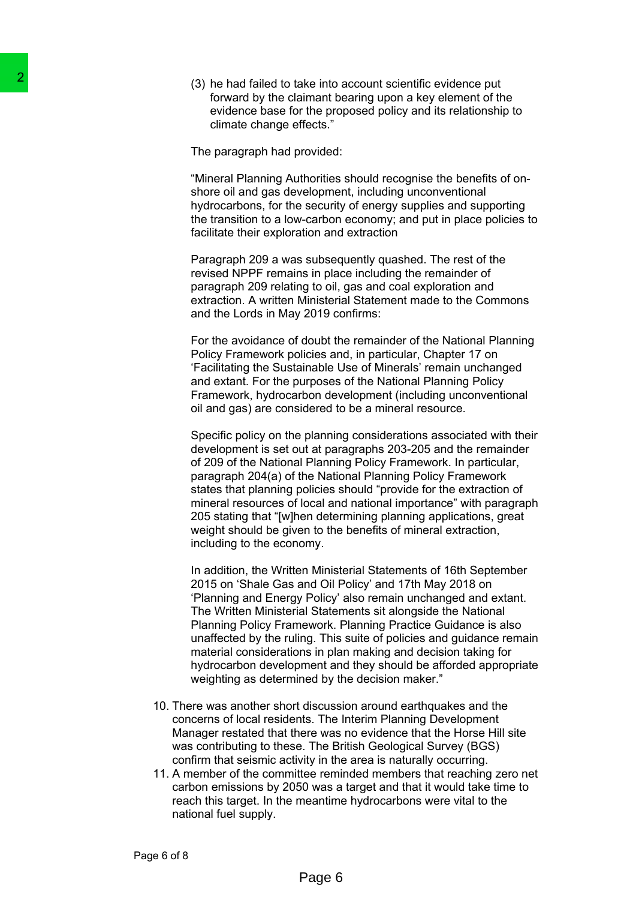(3) he had failed to take into account scientific evidence put forward by the claimant bearing upon a key element of the evidence base for the proposed policy and its relationship to climate change effects."

The paragraph had provided:

"Mineral Planning Authorities should recognise the benefits of on-shore oil and gas development, including unconventional hydrocarbons, for the security of energy supplies and supporting the transition to a low-carbon economy; and put in place policies to facilitate their exploration and extraction

Paragraph 209 a was subsequently quashed. The rest of the revised NPPF remains in place including the remainder of paragraph 209 relating to oil, gas and coal exploration and extraction. A written Ministerial Statement made to the Commons and the Lords in May 2019 confirms:

For the avoidance of doubt the remainder of the National Planning Policy Framework policies and, in particular, Chapter 17 on 'Facilitating the Sustainable Use of Minerals' remain unchanged and extant. For the purposes of the National Planning Policy Framework, hydrocarbon development (including unconventional oil and gas) are considered to be a mineral resource.

Specific policy on the planning considerations associated with their development is set out at paragraphs 203-205 and the remainder of 209 of the National Planning Policy Framework. In particular, paragraph 204(a) of the National Planning Policy Framework states that planning policies should "provide for the extraction of mineral resources of local and national importance" with paragraph 205 stating that "[w]hen determining planning applications, great weight should be given to the benefits of mineral extraction, including to the economy.

In addition, the Written Ministerial Statements of 16th September 2015 on 'Shale Gas and Oil Policy' and 17th May 2018 on 'Planning and Energy Policy' also remain unchanged and extant. The Written Ministerial Statements sit alongside the National Planning Policy Framework. Planning Practice Guidance is also unaffected by the ruling. This suite of policies and guidance remain material considerations in plan making and decision taking for hydrocarbon development and they should be afforded appropriate weighting as determined by the decision maker."

10. There was another short discussion around earthquakes and the concerns of local residents. The Interim Planning Development Manager restated that there was no evidence that the Horse Hill site was contributing to these. The British Geological Survey (BGS) confirm that seismic activity in the area is naturally occurring.
11. A member of the committee reminded members that reaching zero net carbon emissions by 2050 was a target and that it would take time to reach this target. In the meantime hydrocarbons were vital to the national fuel supply.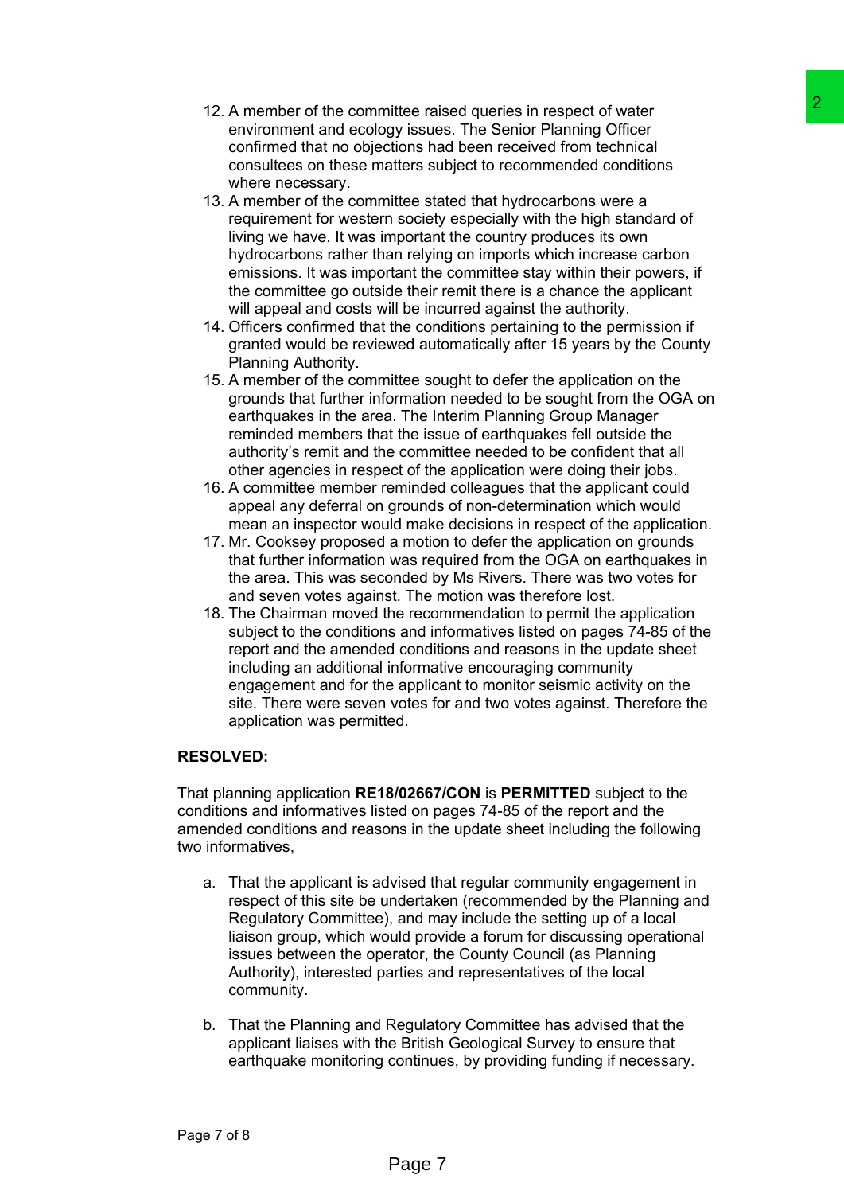12. A member of the committee raised queries in respect of water environment and ecology issues. The Senior Planning Officer confirmed that no objections had been received from technical consultees on these matters subject to recommended conditions where necessary.
13. A member of the committee stated that hydrocarbons were a requirement for western society especially with the high standard of living we have. It was important the country produces its own hydrocarbons rather than relying on imports which increase carbon emissions. It was important the committee stay within their powers, if the committee go outside their remit there is a chance the applicant will appeal and costs will be incurred against the authority.
14. Officers confirmed that the conditions pertaining to the permission if granted would be reviewed automatically after 15 years by the County Planning Authority.
15. A member of the committee sought to defer the application on the grounds that further information needed to be sought from the OGA on earthquakes in the area. The Interim Planning Group Manager reminded members that the issue of earthquakes fell outside the authority's remit and the committee needed to be confident that all other agencies in respect of the application were doing their jobs.
16. A committee member reminded colleagues that the applicant could appeal any deferral on grounds of non-determination which would mean an inspector would make decisions in respect of the application.
17. Mr. Cooksey proposed a motion to defer the application on grounds that further information was required from the OGA on earthquakes in the area. This was seconded by Ms Rivers. There was two votes for and seven votes against. The motion was therefore lost.
18. The Chairman moved the recommendation to permit the application subject to the conditions and informatives listed on pages 74-85 of the report and the amended conditions and reasons in the update sheet including an additional informative encouraging community engagement and for the applicant to monitor seismic activity on the site. There were seven votes for and two votes against. Therefore the application was permitted.

**RESOLVED:**

That planning application **RE18/02667/CON** is **PERMITTED** subject to the conditions and informatives listed on pages 74-85 of the report and the amended conditions and reasons in the update sheet including the following two informatives,

a. That the applicant is advised that regular community engagement in respect of this site be undertaken (recommended by the Planning and Regulatory Committee), and may include the setting up of a local liaison group, which would provide a forum for discussing operational issues between the operator, the County Council (as Planning Authority), interested parties and representatives of the local community.

b. That the Planning and Regulatory Committee has advised that the applicant liaises with the British Geological Survey to ensure that earthquake monitoring continues, by providing funding if necessary.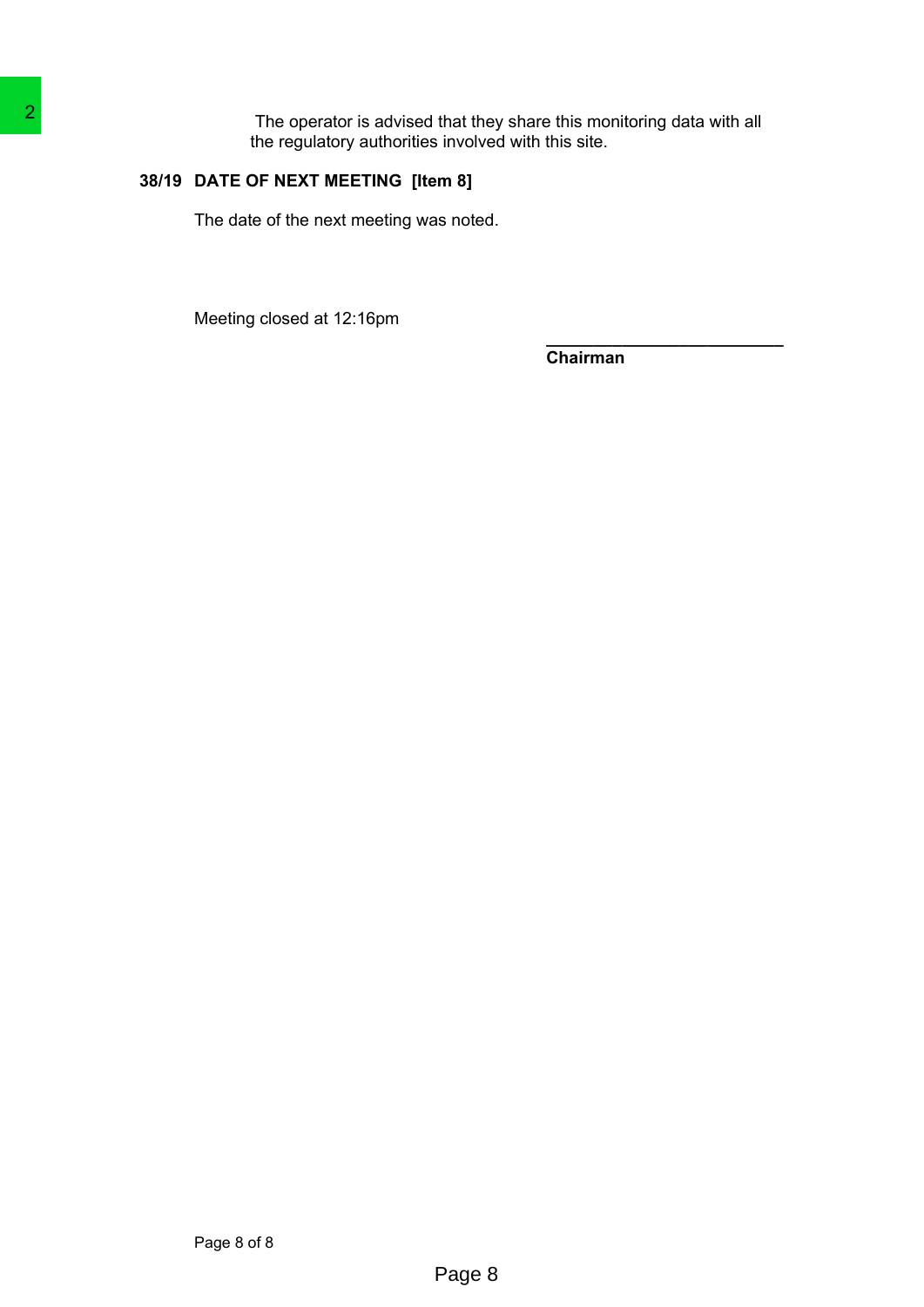The operator is advised that they share this monitoring data with all the regulatory authorities involved with this site.

**38/19 DATE OF NEXT MEETING [Item 8]**

The date of the next meeting was noted.

Meeting closed at 12:16pm

___________________________
**Chairman**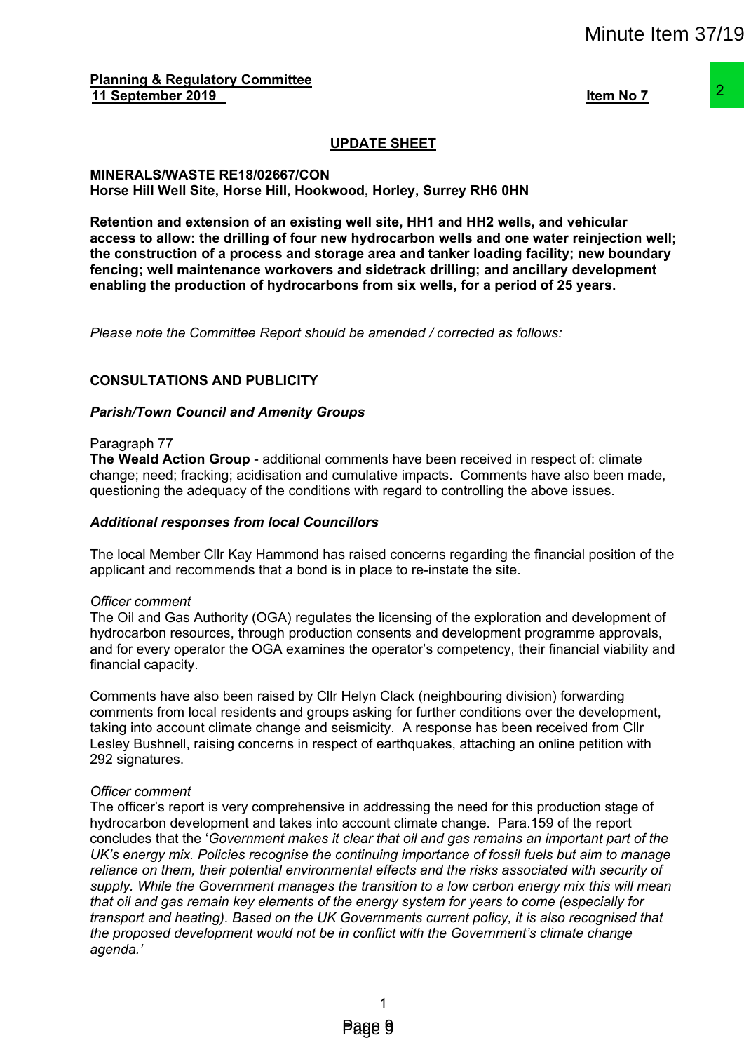**Planning & Regulatory Committee**
**11 September 2019**

**Item No 7**

**UPDATE SHEET**

**MINERALS/WASTE RE18/02667/CON**
**Horse Hill Well Site, Horse Hill, Hookwood, Horley, Surrey RH6 0HN**

**Retention and extension of an existing well site, HH1 and HH2 wells, and vehicular access to allow: the drilling of four new hydrocarbon wells and one water reinjection well; the construction of a process and storage area and tanker loading facility; new boundary fencing; well maintenance workovers and sidetrack drilling; and ancillary development enabling the production of hydrocarbons from six wells, for a period of 25 years.**

*Please note the Committee Report should be amended / corrected as follows:*

**CONSULTATIONS AND PUBLICITY**

***Parish/Town Council and Amenity Groups***

Paragraph 77
**The Weald Action Group** - additional comments have been received in respect of: climate change; need; fracking; acidisation and cumulative impacts. Comments have also been made, questioning the adequacy of the conditions with regard to controlling the above issues.

***Additional responses from local Councillors***

The local Member Cllr Kay Hammond has raised concerns regarding the financial position of the applicant and recommends that a bond is in place to re-instate the site.

*Officer comment*
The Oil and Gas Authority (OGA) regulates the licensing of the exploration and development of hydrocarbon resources, through production consents and development programme approvals, and for every operator the OGA examines the operator's competency, their financial viability and financial capacity.

Comments have also been raised by Cllr Helyn Clack (neighbouring division) forwarding comments from local residents and groups asking for further conditions over the development, taking into account climate change and seismicity. A response has been received from Cllr Lesley Bushnell, raising concerns in respect of earthquakes, attaching an online petition with 292 signatures.

*Officer comment*
The officer's report is very comprehensive in addressing the need for this production stage of hydrocarbon development and takes into account climate change. Para.159 of the report concludes that the '*Government makes it clear that oil and gas remains an important part of the UK's energy mix. Policies recognise the continuing importance of fossil fuels but aim to manage reliance on them, their potential environmental effects and the risks associated with security of supply. While the Government manages the transition to a low carbon energy mix this will mean that oil and gas remain key elements of the energy system for years to come (especially for transport and heating). Based on the UK Governments current policy, it is also recognised that the proposed development would not be in conflict with the Government's climate change agenda.*'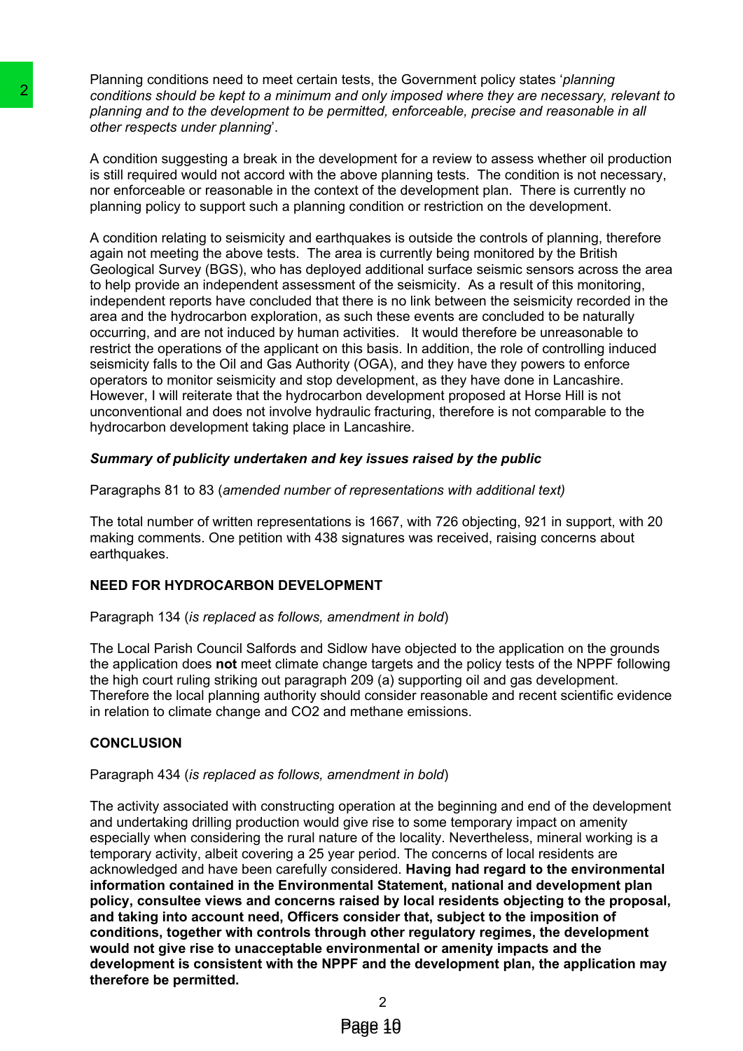Planning conditions need to meet certain tests, the Government policy states '*planning conditions should be kept to a minimum and only imposed where they are necessary, relevant to planning and to the development to be permitted, enforceable, precise and reasonable in all other respects under planning*'.

A condition suggesting a break in the development for a review to assess whether oil production is still required would not accord with the above planning tests. The condition is not necessary, nor enforceable or reasonable in the context of the development plan. There is currently no planning policy to support such a planning condition or restriction on the development.

A condition relating to seismicity and earthquakes is outside the controls of planning, therefore again not meeting the above tests. The area is currently being monitored by the British Geological Survey (BGS), who has deployed additional surface seismic sensors across the area to help provide an independent assessment of the seismicity. As a result of this monitoring, independent reports have concluded that there is no link between the seismicity recorded in the area and the hydrocarbon exploration, as such these events are concluded to be naturally occurring, and are not induced by human activities. It would therefore be unreasonable to restrict the operations of the applicant on this basis. In addition, the role of controlling induced seismicity falls to the Oil and Gas Authority (OGA), and they have they powers to enforce operators to monitor seismicity and stop development, as they have done in Lancashire. However, I will reiterate that the hydrocarbon development proposed at Horse Hill is not unconventional and does not involve hydraulic fracturing, therefore is not comparable to the hydrocarbon development taking place in Lancashire.

***Summary of publicity undertaken and key issues raised by the public***

Paragraphs 81 to 83 (*amended number of representations with additional text)*

The total number of written representations is 1667, with 726 objecting, 921 in support, with 20 making comments. One petition with 438 signatures was received, raising concerns about earthquakes.

**NEED FOR HYDROCARBON DEVELOPMENT**

Paragraph 134 (*is replaced as follows, amendment in bold*)

The Local Parish Council Salfords and Sidlow have objected to the application on the grounds the application does **not** meet climate change targets and the policy tests of the NPPF following the high court ruling striking out paragraph 209 (a) supporting oil and gas development. Therefore the local planning authority should consider reasonable and recent scientific evidence in relation to climate change and CO2 and methane emissions.

**CONCLUSION**

Paragraph 434 (*is replaced as follows, amendment in bold*)

The activity associated with constructing operation at the beginning and end of the development and undertaking drilling production would give rise to some temporary impact on amenity especially when considering the rural nature of the locality. Nevertheless, mineral working is a temporary activity, albeit covering a 25 year period. The concerns of local residents are acknowledged and have been carefully considered. **Having had regard to the environmental information contained in the Environmental Statement, national and development plan policy, consultee views and concerns raised by local residents objecting to the proposal, and taking into account need, Officers consider that, subject to the imposition of conditions, together with controls through other regulatory regimes, the development would not give rise to unacceptable environmental or amenity impacts and the development is consistent with the NPPF and the development plan, the application may therefore be permitted.**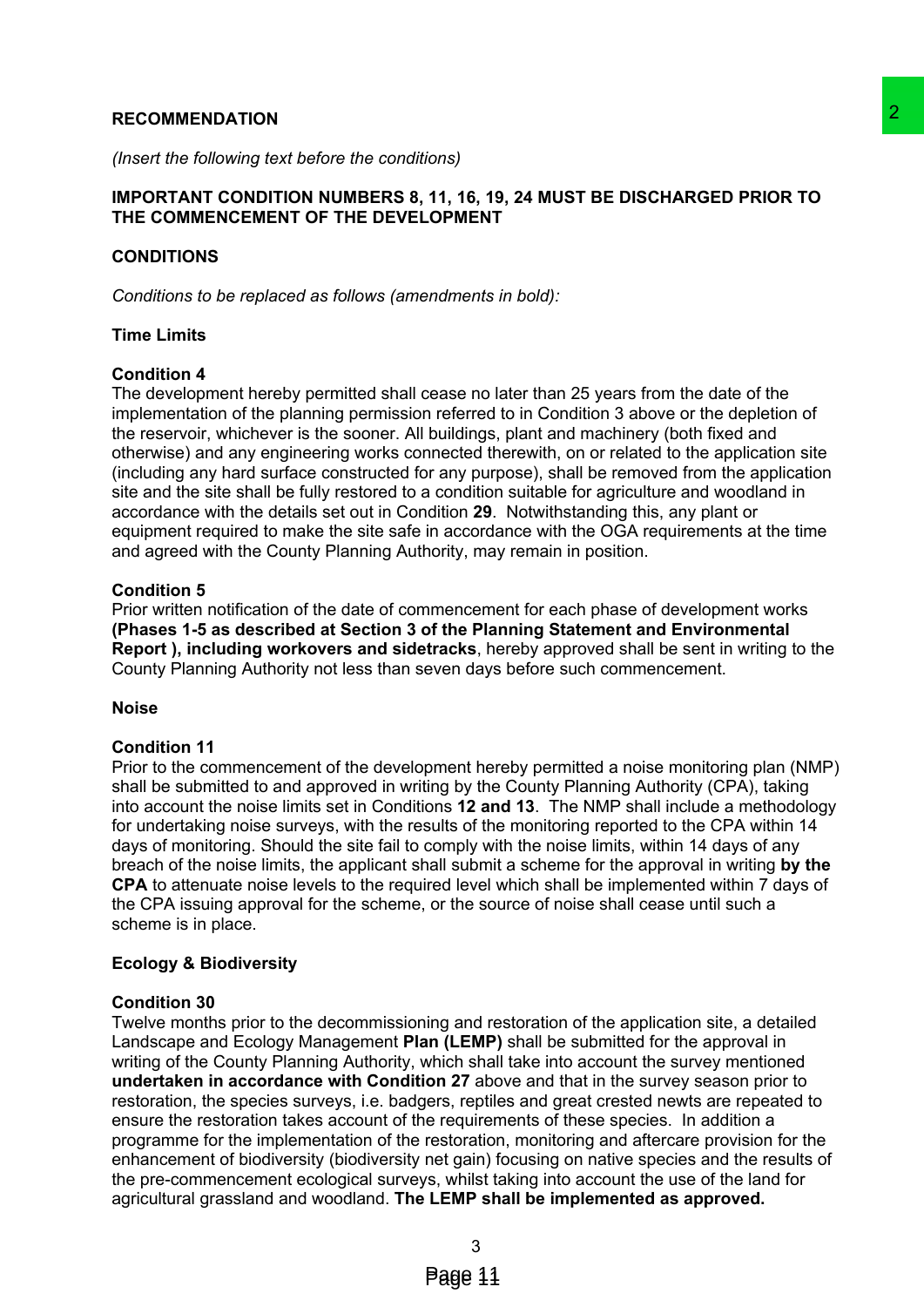**RECOMMENDATION**

*(Insert the following text before the conditions)*

**IMPORTANT CONDITION NUMBERS 8, 11, 16, 19, 24 MUST BE DISCHARGED PRIOR TO THE COMMENCEMENT OF THE DEVELOPMENT**

**CONDITIONS**

*Conditions to be replaced as follows (amendments in bold):*

**Time Limits**

**Condition 4**
The development hereby permitted shall cease no later than 25 years from the date of the implementation of the planning permission referred to in Condition 3 above or the depletion of the reservoir, whichever is the sooner. All buildings, plant and machinery (both fixed and otherwise) and any engineering works connected therewith, on or related to the application site (including any hard surface constructed for any purpose), shall be removed from the application site and the site shall be fully restored to a condition suitable for agriculture and woodland in accordance with the details set out in Condition **29**. Notwithstanding this, any plant or equipment required to make the site safe in accordance with the OGA requirements at the time and agreed with the County Planning Authority, may remain in position.

**Condition 5**
Prior written notification of the date of commencement for each phase of development works **(Phases 1-5 as described at Section 3 of the Planning Statement and Environmental Report ), including workovers and sidetracks**, hereby approved shall be sent in writing to the County Planning Authority not less than seven days before such commencement.

**Noise**

**Condition 11**
Prior to the commencement of the development hereby permitted a noise monitoring plan (NMP) shall be submitted to and approved in writing by the County Planning Authority (CPA), taking into account the noise limits set in Conditions **12 and 13**. The NMP shall include a methodology for undertaking noise surveys, with the results of the monitoring reported to the CPA within 14 days of monitoring. Should the site fail to comply with the noise limits, within 14 days of any breach of the noise limits, the applicant shall submit a scheme for the approval in writing **by the CPA** to attenuate noise levels to the required level which shall be implemented within 7 days of the CPA issuing approval for the scheme, or the source of noise shall cease until such a scheme is in place.

**Ecology & Biodiversity**

**Condition 30**
Twelve months prior to the decommissioning and restoration of the application site, a detailed Landscape and Ecology Management **Plan (LEMP)** shall be submitted for the approval in writing of the County Planning Authority, which shall take into account the survey mentioned **undertaken in accordance with Condition 27** above and that in the survey season prior to restoration, the species surveys, i.e. badgers, reptiles and great crested newts are repeated to ensure the restoration takes account of the requirements of these species. In addition a programme for the implementation of the restoration, monitoring and aftercare provision for the enhancement of biodiversity (biodiversity net gain) focusing on native species and the results of the pre-commencement ecological surveys, whilst taking into account the use of the land for agricultural grassland and woodland. **The LEMP shall be implemented as approved.**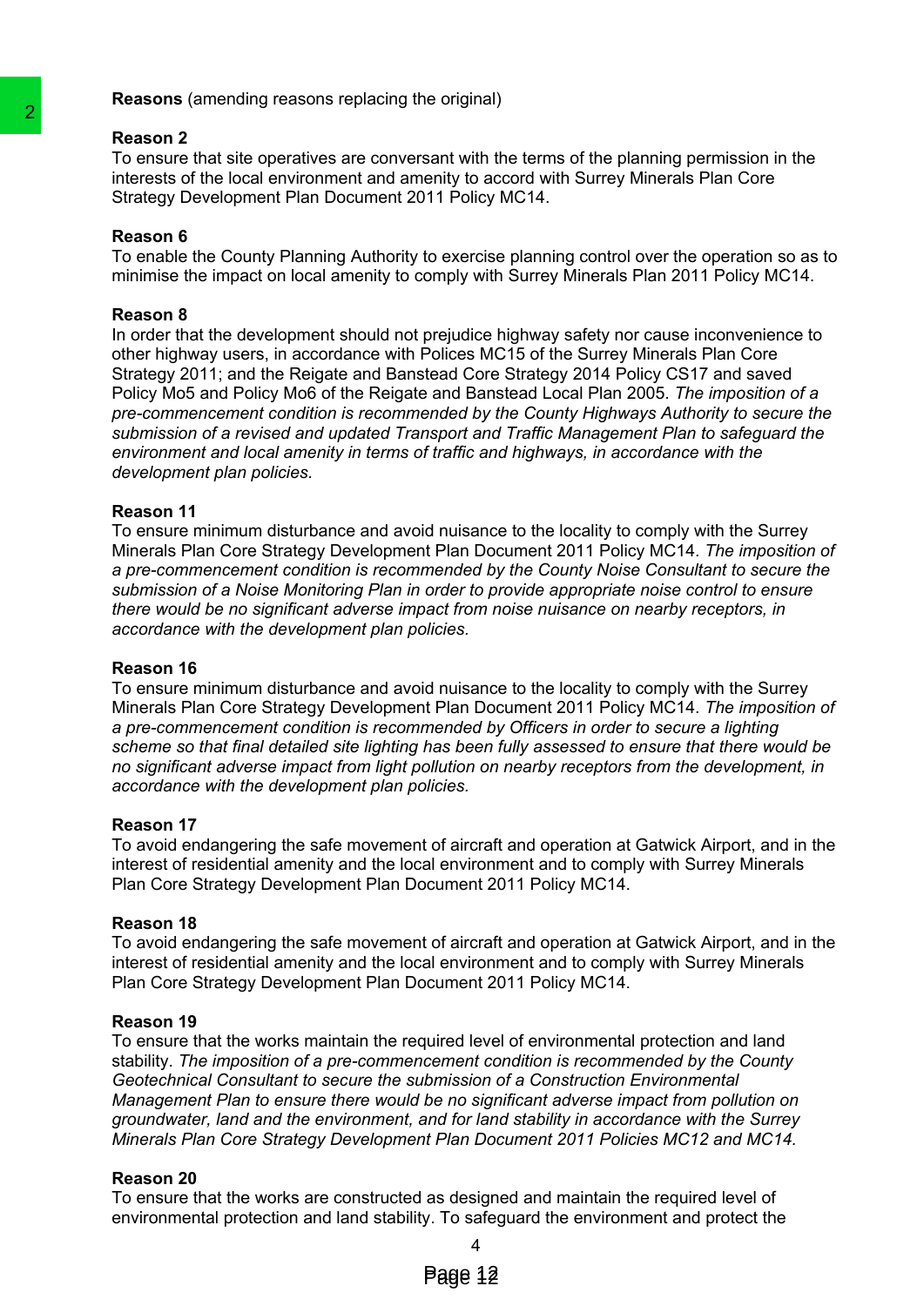**Reasons** (amending reasons replacing the original)

**Reason 2**

To ensure that site operatives are conversant with the terms of the planning permission in the interests of the local environment and amenity to accord with Surrey Minerals Plan Core Strategy Development Plan Document 2011 Policy MC14.

**Reason 6**

To enable the County Planning Authority to exercise planning control over the operation so as to minimise the impact on local amenity to comply with Surrey Minerals Plan 2011 Policy MC14.

**Reason 8**

In order that the development should not prejudice highway safety nor cause inconvenience to other highway users, in accordance with Polices MC15 of the Surrey Minerals Plan Core Strategy 2011; and the Reigate and Banstead Core Strategy 2014 Policy CS17 and saved Policy Mo5 and Policy Mo6 of the Reigate and Banstead Local Plan 2005. *The imposition of a pre-commencement condition is recommended by the County Highways Authority to secure the submission of a revised and updated Transport and Traffic Management Plan to safeguard the environment and local amenity in terms of traffic and highways, in accordance with the development plan policies*.

**Reason 11**

To ensure minimum disturbance and avoid nuisance to the locality to comply with the Surrey Minerals Plan Core Strategy Development Plan Document 2011 Policy MC14. *The imposition of a pre-commencement condition is recommended by the County Noise Consultant to secure the submission of a Noise Monitoring Plan in order to provide appropriate noise control to ensure there would be no significant adverse impact from noise nuisance on nearby receptors, in accordance with the development plan policies.*

**Reason 16**

To ensure minimum disturbance and avoid nuisance to the locality to comply with the Surrey Minerals Plan Core Strategy Development Plan Document 2011 Policy MC14. *The imposition of a pre-commencement condition is recommended by Officers in order to secure a lighting scheme so that final detailed site lighting has been fully assessed to ensure that there would be no significant adverse impact from light pollution on nearby receptors from the development, in accordance with the development plan policies.*

**Reason 17**

To avoid endangering the safe movement of aircraft and operation at Gatwick Airport, and in the interest of residential amenity and the local environment and to comply with Surrey Minerals Plan Core Strategy Development Plan Document 2011 Policy MC14.

**Reason 18**

To avoid endangering the safe movement of aircraft and operation at Gatwick Airport, and in the interest of residential amenity and the local environment and to comply with Surrey Minerals Plan Core Strategy Development Plan Document 2011 Policy MC14.

**Reason 19**

To ensure that the works maintain the required level of environmental protection and land stability. *The imposition of a pre-commencement condition is recommended by the County Geotechnical Consultant to secure the submission of a Construction Environmental Management Plan to ensure there would be no significant adverse impact from pollution on groundwater, land and the environment, and for land stability in accordance with the Surrey Minerals Plan Core Strategy Development Plan Document 2011 Policies MC12 and MC14.*

**Reason 20**

To ensure that the works are constructed as designed and maintain the required level of environmental protection and land stability. To safeguard the environment and protect the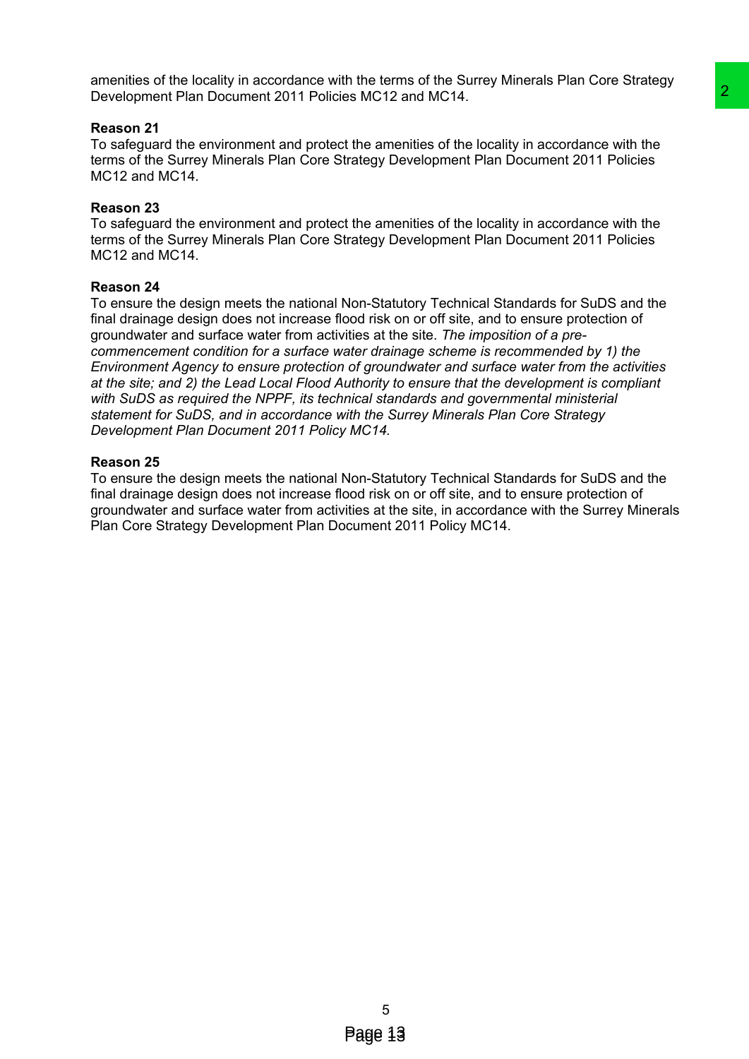amenities of the locality in accordance with the terms of the Surrey Minerals Plan Core Strategy Development Plan Document 2011 Policies MC12 and MC14.

**Reason 21**
To safeguard the environment and protect the amenities of the locality in accordance with the terms of the Surrey Minerals Plan Core Strategy Development Plan Document 2011 Policies MC12 and MC14.

**Reason 23**
To safeguard the environment and protect the amenities of the locality in accordance with the terms of the Surrey Minerals Plan Core Strategy Development Plan Document 2011 Policies MC12 and MC14.

**Reason 24**
To ensure the design meets the national Non-Statutory Technical Standards for SuDS and the final drainage design does not increase flood risk on or off site, and to ensure protection of groundwater and surface water from activities at the site. *The imposition of a pre-commencement condition for a surface water drainage scheme is recommended by 1) the Environment Agency to ensure protection of groundwater and surface water from the activities at the site; and 2) the Lead Local Flood Authority to ensure that the development is compliant with SuDS as required the NPPF, its technical standards and governmental ministerial statement for SuDS, and in accordance with the Surrey Minerals Plan Core Strategy Development Plan Document 2011 Policy MC14.*

**Reason 25**
To ensure the design meets the national Non-Statutory Technical Standards for SuDS and the final drainage design does not increase flood risk on or off site, and to ensure protection of groundwater and surface water from activities at the site, in accordance with the Surrey Minerals Plan Core Strategy Development Plan Document 2011 Policy MC14.